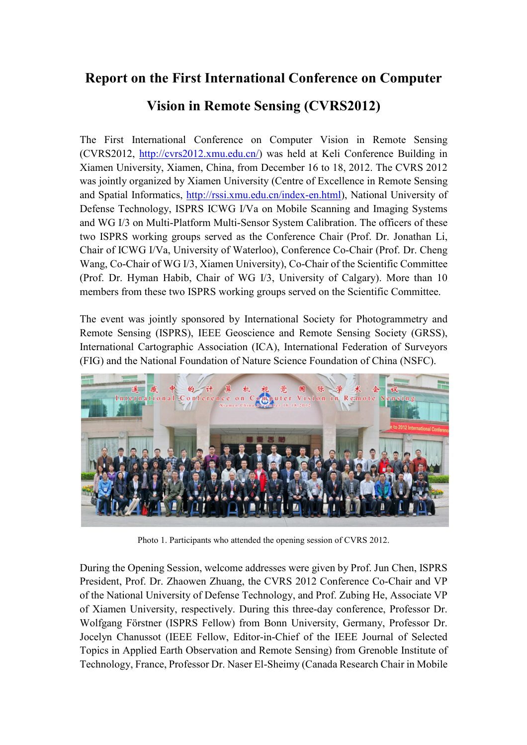# Report on the First International Conference on Computer Vision in Remote Sensing (CVRS2012)

The First International Conference on Computer Vision in Remote Sensing (CVRS2012, http://cvrs2012.xmu.edu.cn/) was held at Keli Conference Building in Xiamen University, Xiamen, China, from December 16 to 18, 2012. The CVRS 2012 was jointly organized by Xiamen University (Centre of Excellence in Remote Sensing and Spatial Informatics, http://rssi.xmu.edu.cn/index-en.html), National University of Defense Technology, ISPRS ICWG I/Va on Mobile Scanning and Imaging Systems and WG I/3 on Multi-Platform Multi-Sensor System Calibration. The officers of these two ISPRS working groups served as the Conference Chair (Prof. Dr. Jonathan Li, Chair of ICWG I/Va, University of Waterloo), Conference Co-Chair (Prof. Dr. Cheng Wang, Co-Chair of WG I/3, Xiamen University), Co-Chair of the Scientific Committee (Prof. Dr. Hyman Habib, Chair of WG I/3, University of Calgary). More than 10 members from these two ISPRS working groups served on the Scientific Committee.

The event was jointly sponsored by International Society for Photogrammetry and Remote Sensing (ISPRS), IEEE Geoscience and Remote Sensing Society (GRSS), International Cartographic Association (ICA), International Federation of Surveyors (FIG) and the National Foundation of Nature Science Foundation of China (NSFC).

Photo 1. Participants who attended the opening session of CVRS 2012.

During the Opening Session, welcome addresses were given by Prof. Jun Chen, ISPRS President, Prof. Dr. Zhaowen Zhuang, the CVRS 2012 Conference Co-Chair and VP of the National University of Defense Technology, and Prof. Zubing He, Associate VP of Xiamen University, respectively. During this three-day conference, Professor Dr. Wolfgang Förstner (ISPRS Fellow) from Bonn University, Germany, Professor Dr. Jocelyn Chanussot (IEEE Fellow, Editor-in-Chief of the IEEE Journal of Selected Topics in Applied Earth Observation and Remote Sensing) from Grenoble Institute of Technology, France, Professor Dr. Naser El-Sheimy (Canada Research Chair in Mobile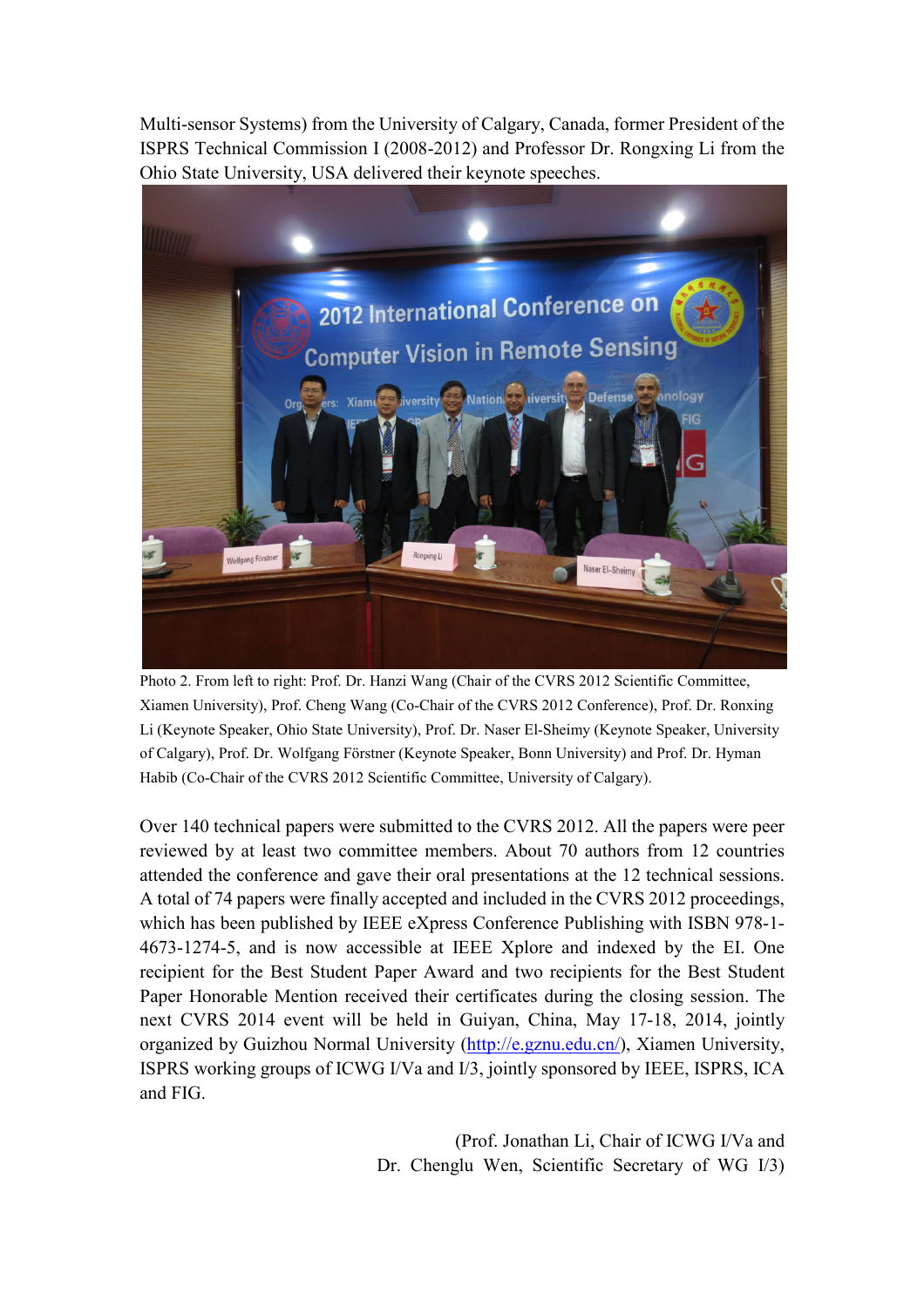Multi-sensor Systems) from the University of Calgary, Canada, former President of the ISPRS Technical Commission I (2008-2012) and Professor Dr. Rongxing Li from the Ohio State University, USA delivered their keynote speeches.

Photo 2. From left to right: Prof. Dr. Hanzi Wang (Chair of the CVRS 2012 Scientific Committee, Xiamen University), Prof. Cheng Wang (Co-Chair of the CVRS 2012 Conference), Prof. Dr. Ronxing Li (Keynote Speaker, Ohio State University), Prof. Dr. Naser El-Sheimy (Keynote Speaker, University of Calgary), Prof. Dr. Wolfgang Förstner (Keynote Speaker, Bonn University) and Prof. Dr. Hyman Habib (Co-Chair of the CVRS 2012 Scientific Committee, University of Calgary).

Over 140 technical papers were submitted to the CVRS 2012. All the papers were peer reviewed by at least two committee members. About 70 authors from 12 countries attended the conference and gave their oral presentations at the 12 technical sessions. A total of 74 papers were finally accepted and included in the CVRS 2012 proceedings, which has been published by IEEE eXpress Conference Publishing with ISBN 978-1-4673-1274-5, and is now accessible at IEEE Xplore and indexed by the EI. One recipient for the Best Student Paper Award and two recipients for the Best Student Paper Honorable Mention received their certificates during the closing session. The next CVRS 2014 event will be held in Guiyan, China, May 17-18, 2014, jointly organized by Guizhou Normal University (http://e.gznu.edu.cn/), Xiamen University, ISPRS working groups of ICWG I/Va and I/3, jointly sponsored by IEEE, ISPRS, ICA and FIG.

(Prof. Jonathan Li, Chair of ICWG I/Va and
Dr. Chenglu Wen, Scientific Secretary of WG I/3)